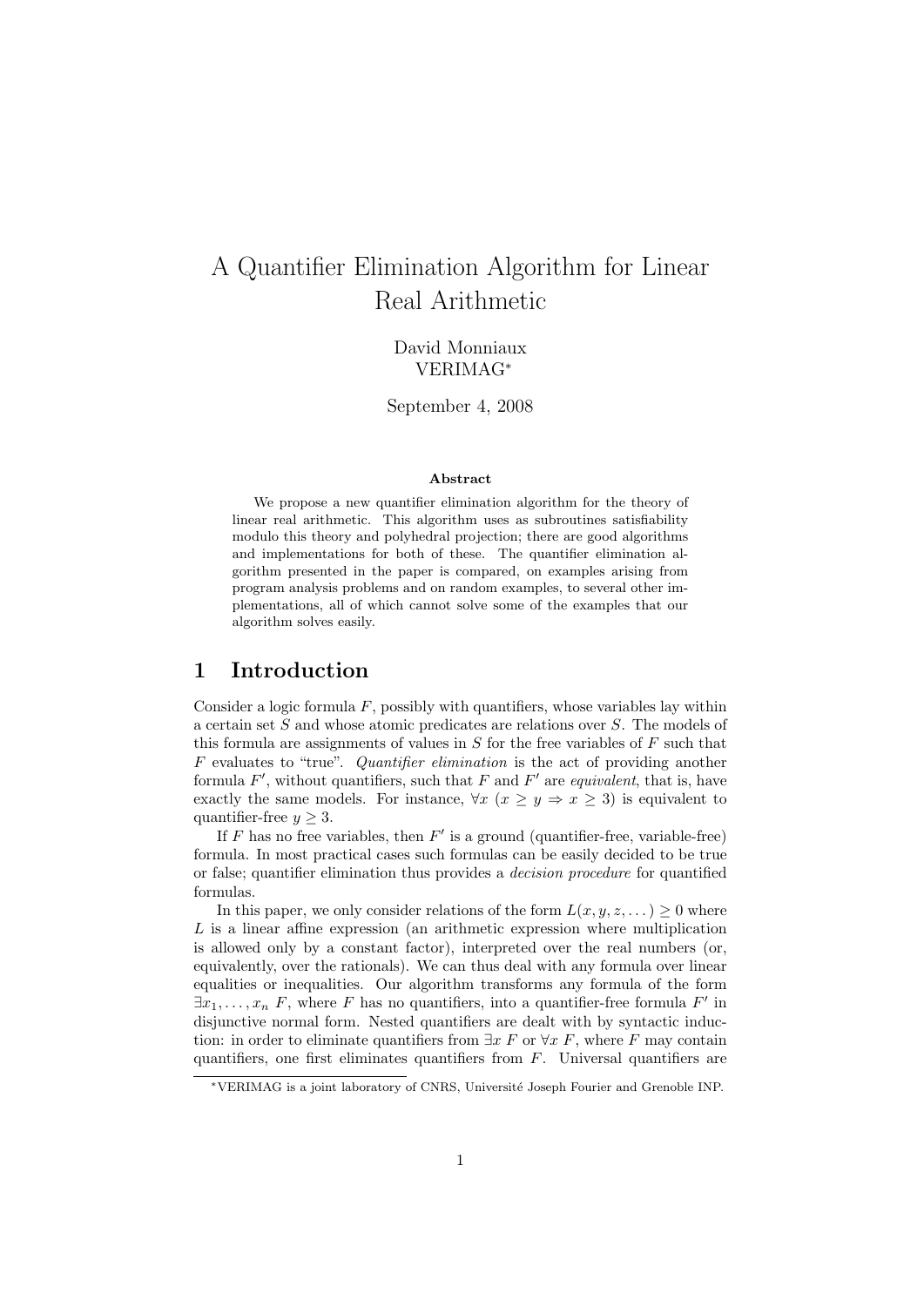# A Quantifier Elimination Algorithm for Linear Real Arithmetic

David Monniaux
VERIMAG[*]

September 4, 2008

**Abstract**

We propose a new quantifier elimination algorithm for the theory of linear real arithmetic. This algorithm uses as subroutines satisfiability modulo this theory and polyhedral projection; there are good algorithms and implementations for both of these. The quantifier elimination algorithm presented in the paper is compared, on examples arising from program analysis problems and on random examples, to several other implementations, all of which cannot solve some of the examples that our algorithm solves easily.

## 1 Introduction

Consider a logic formula $F$, possibly with quantifiers, whose variables lay within a certain set $S$ and whose atomic predicates are relations over $S$. The models of this formula are assignments of values in $S$ for the free variables of $F$ such that $F$ evaluates to "true". *Quantifier elimination* is the act of providing another formula $F'$, without quantifiers, such that $F$ and $F'$ are *equivalent*, that is, have exactly the same models. For instance, $\forall x\ (x \geq y \Rightarrow x \geq 3)$ is equivalent to quantifier-free $y \geq 3$.

If $F$ has no free variables, then $F'$ is a ground (quantifier-free, variable-free) formula. In most practical cases such formulas can be easily decided to be true or false; quantifier elimination thus provides a *decision procedure* for quantified formulas.

In this paper, we only consider relations of the form $L(x, y, z, \dots) \geq 0$ where $L$ is a linear affine expression (an arithmetic expression where multiplication is allowed only by a constant factor), interpreted over the real numbers (or, equivalently, over the rationals). We can thus deal with any formula over linear equalities or inequalities. Our algorithm transforms any formula of the form $\exists x_1, \dots, x_n\ F$, where $F$ has no quantifiers, into a quantifier-free formula $F'$ in disjunctive normal form. Nested quantifiers are dealt with by syntactic induction: in order to eliminate quantifiers from $\exists x\ F$ or $\forall x\ F$, where $F$ may contain quantifiers, one first eliminates quantifiers from $F$. Universal quantifiers are

[*] VERIMAG is a joint laboratory of CNRS, Université Joseph Fourier and Grenoble INP.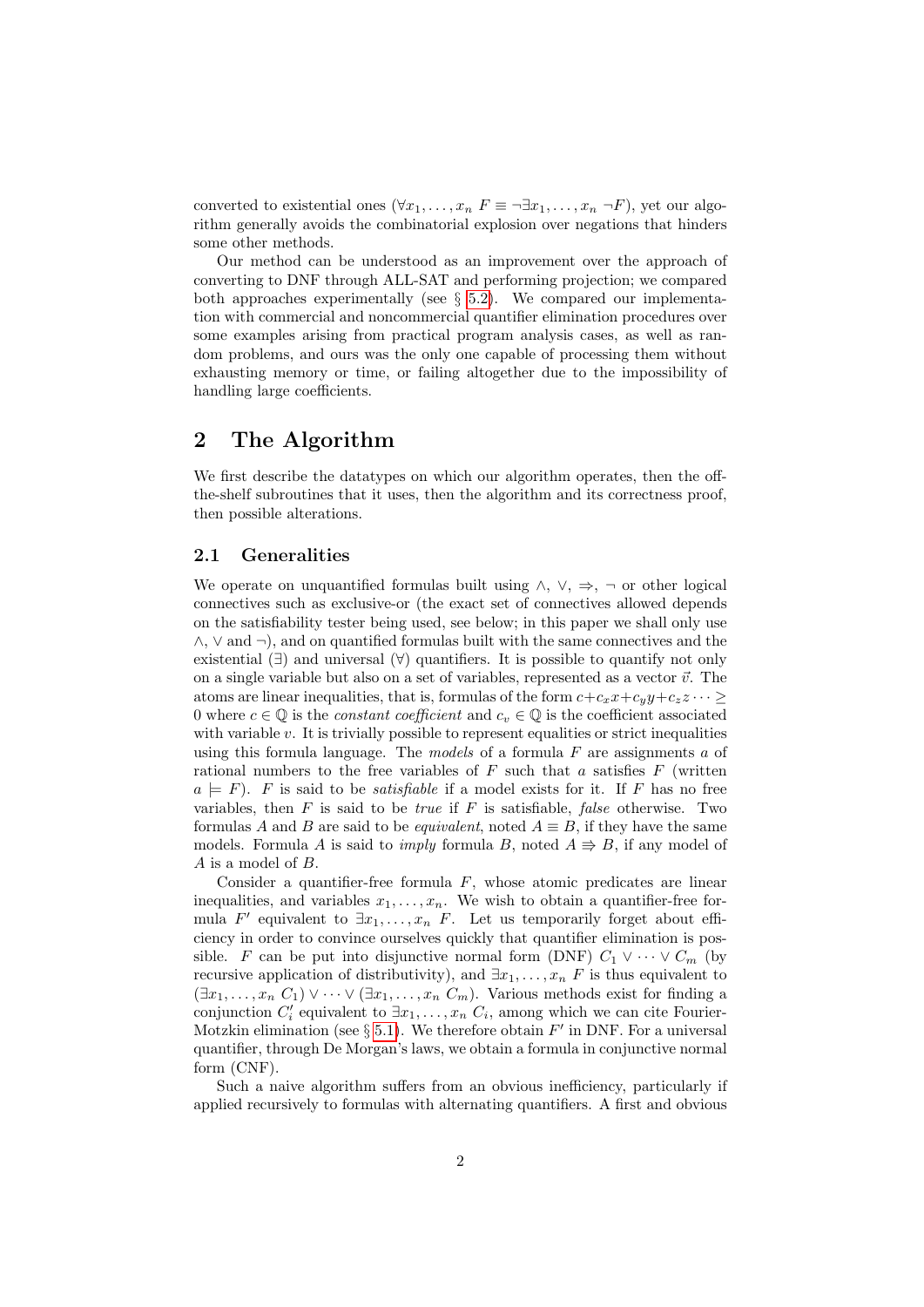converted to existential ones ($\forall x_1, \ldots, x_n\ F \equiv \neg\exists x_1, \ldots, x_n\ \neg F$), yet our algorithm generally avoids the combinatorial explosion over negations that hinders some other methods.

Our method can be understood as an improvement over the approach of converting to DNF through ALL-SAT and performing projection; we compared both approaches experimentally (see § 5.2). We compared our implementation with commercial and noncommercial quantifier elimination procedures over some examples arising from practical program analysis cases, as well as random problems, and ours was the only one capable of processing them without exhausting memory or time, or failing altogether due to the impossibility of handling large coefficients.

## 2 The Algorithm

We first describe the datatypes on which our algorithm operates, then the off-the-shelf subroutines that it uses, then the algorithm and its correctness proof, then possible alterations.

### 2.1 Generalities

We operate on unquantified formulas built using $\wedge$, $\vee$, $\Rightarrow$, $\neg$ or other logical connectives such as exclusive-or (the exact set of connectives allowed depends on the satisfiability tester being used, see below; in this paper we shall only use $\wedge$, $\vee$ and $\neg$), and on quantified formulas built with the same connectives and the existential ($\exists$) and universal ($\forall$) quantifiers. It is possible to quantify not only on a single variable but also on a set of variables, represented as a vector $\vec{v}$. The atoms are linear inequalities, that is, formulas of the form $c+c_x x+c_y y+c_z z \cdots \geq 0$ where $c \in \mathbb{Q}$ is the *constant coefficient* and $c_v \in \mathbb{Q}$ is the coefficient associated with variable $v$. It is trivially possible to represent equalities or strict inequalities using this formula language. The *models* of a formula $F$ are assignments $a$ of rational numbers to the free variables of $F$ such that $a$ satisfies $F$ (written $a \models F$). $F$ is said to be *satisfiable* if a model exists for it. If $F$ has no free variables, then $F$ is said to be *true* if $F$ is satisfiable, *false* otherwise. Two formulas $A$ and $B$ are said to be *equivalent*, noted $A \equiv B$, if they have the same models. Formula $A$ is said to *imply* formula $B$, noted $A \Rightarrow B$, if any model of $A$ is a model of $B$.

Consider a quantifier-free formula $F$, whose atomic predicates are linear inequalities, and variables $x_1, \ldots, x_n$. We wish to obtain a quantifier-free formula $F'$ equivalent to $\exists x_1, \ldots, x_n\ F$. Let us temporarily forget about efficiency in order to convince ourselves quickly that quantifier elimination is possible. $F$ can be put into disjunctive normal form (DNF) $C_1 \vee \cdots \vee C_m$ (by recursive application of distributivity), and $\exists x_1, \ldots, x_n\ F$ is thus equivalent to $(\exists x_1, \ldots, x_n\ C_1) \vee \cdots \vee (\exists x_1, \ldots, x_n\ C_m)$. Various methods exist for finding a conjunction $C'_i$ equivalent to $\exists x_1, \ldots, x_n\ C_i$, among which we can cite Fourier-Motzkin elimination (see § 5.1). We therefore obtain $F'$ in DNF. For a universal quantifier, through De Morgan's laws, we obtain a formula in conjunctive normal form (CNF).

Such a naive algorithm suffers from an obvious inefficiency, particularly if applied recursively to formulas with alternating quantifiers. A first and obvious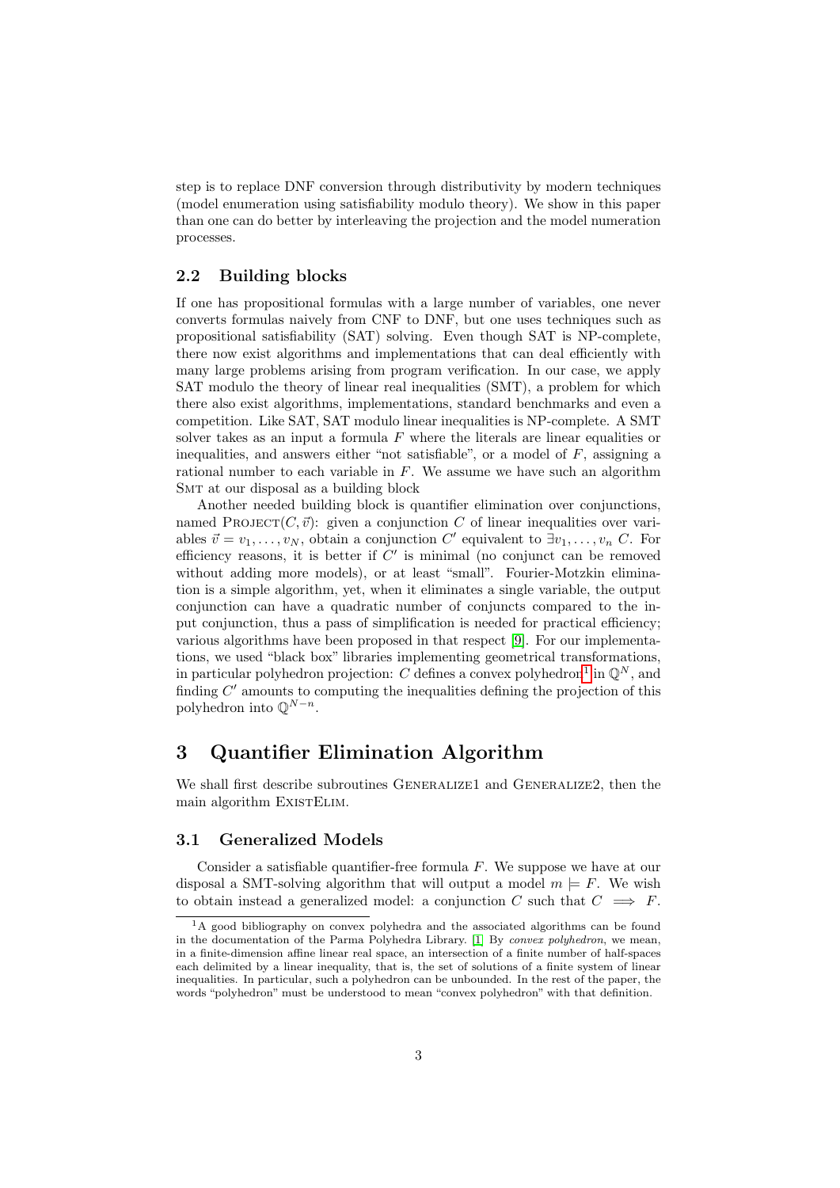step is to replace DNF conversion through distributivity by modern techniques (model enumeration using satisfiability modulo theory). We show in this paper than one can do better by interleaving the projection and the model numeration processes.

### 2.2 Building blocks

If one has propositional formulas with a large number of variables, one never converts formulas naively from CNF to DNF, but one uses techniques such as propositional satisfiability (SAT) solving. Even though SAT is NP-complete, there now exist algorithms and implementations that can deal efficiently with many large problems arising from program verification. In our case, we apply SAT modulo the theory of linear real inequalities (SMT), a problem for which there also exist algorithms, implementations, standard benchmarks and even a competition. Like SAT, SAT modulo linear inequalities is NP-complete. A SMT solver takes as an input a formula $F$ where the literals are linear equalities or inequalities, and answers either "not satisfiable", or a model of $F$, assigning a rational number to each variable in $F$. We assume we have such an algorithm SMT at our disposal as a building block

Another needed building block is quantifier elimination over conjunctions, named PROJECT$(C, \vec{v})$: given a conjunction $C$ of linear inequalities over variables $\vec{v} = v_1, \dots, v_N$, obtain a conjunction $C'$ equivalent to $\exists v_1, \dots, v_n\ C$. For efficiency reasons, it is better if $C'$ is minimal (no conjunct can be removed without adding more models), or at least "small". Fourier-Motzkin elimination is a simple algorithm, yet, when it eliminates a single variable, the output conjunction can have a quadratic number of conjuncts compared to the input conjunction, thus a pass of simplification is needed for practical efficiency; various algorithms have been proposed in that respect [9]. For our implementations, we used "black box" libraries implementing geometrical transformations, in particular polyhedron projection: $C$ defines a convex polyhedron[1] in $\mathbb{Q}^N$, and finding $C'$ amounts to computing the inequalities defining the projection of this polyhedron into $\mathbb{Q}^{N-n}$.

## 3 Quantifier Elimination Algorithm

We shall first describe subroutines GENERALIZE1 and GENERALIZE2, then the main algorithm EXISTELIM.

### 3.1 Generalized Models

Consider a satisfiable quantifier-free formula $F$. We suppose we have at our disposal a SMT-solving algorithm that will output a model $m \models F$. We wish to obtain instead a generalized model: a conjunction $C$ such that $C \implies F$.

[1] A good bibliography on convex polyhedra and the associated algorithms can be found in the documentation of the Parma Polyhedra Library. [1] By *convex polyhedron*, we mean, in a finite-dimension affine linear real space, an intersection of a finite number of half-spaces each delimited by a linear inequality, that is, the set of solutions of a finite system of linear inequalities. In particular, such a polyhedron can be unbounded. In the rest of the paper, the words "polyhedron" must be understood to mean "convex polyhedron" with that definition.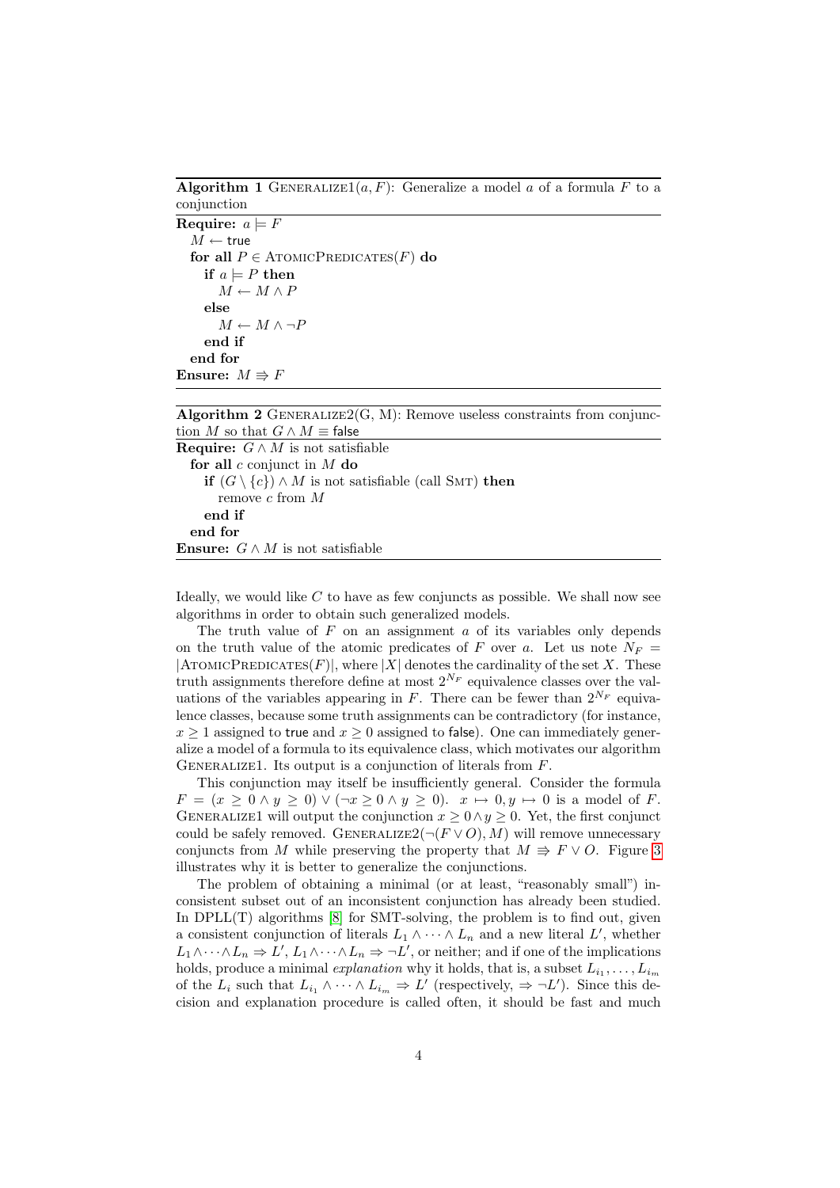**Algorithm 1** GENERALIZE1($a, F$): Generalize a model $a$ of a formula $F$ to a conjunction

```
Require: a ⊨ F
  M ← true
  for all P ∈ AtomicPredicates(F) do
    if a ⊨ P then
      M ← M ∧ P
    else
      M ← M ∧ ¬P
    end if
  end for
Ensure: M ⇒ F
```

**Algorithm 2** GENERALIZE2(G, M): Remove useless constraints from conjunction $M$ so that $G \wedge M \equiv \mathsf{false}$

```
Require: G ∧ M is not satisfiable
  for all c conjunct in M do
    if (G \ {c}) ∧ M is not satisfiable (call SMT) then
      remove c from M
    end if
  end for
Ensure: G ∧ M is not satisfiable
```

Ideally, we would like $C$ to have as few conjuncts as possible. We shall now see algorithms in order to obtain such generalized models.

The truth value of $F$ on an assignment $a$ of its variables only depends on the truth value of the atomic predicates of $F$ over $a$. Let us note $N_F = |\text{AtomicPredicates}(F)|$, where $|X|$ denotes the cardinality of the set $X$. These truth assignments therefore define at most $2^{N_F}$ equivalence classes over the valuations of the variables appearing in $F$. There can be fewer than $2^{N_F}$ equivalence classes, because some truth assignments can be contradictory (for instance, $x \geq 1$ assigned to $\mathsf{true}$ and $x \geq 0$ assigned to $\mathsf{false}$). One can immediately generalize a model of a formula to its equivalence class, which motivates our algorithm GENERALIZE1. Its output is a conjunction of literals from $F$.

This conjunction may itself be insufficiently general. Consider the formula $F = (x \geq 0 \wedge y \geq 0) \vee (\neg x \geq 0 \wedge y \geq 0)$. $x \mapsto 0, y \mapsto 0$ is a model of $F$. GENERALIZE1 will output the conjunction $x \geq 0 \wedge y \geq 0$. Yet, the first conjunct could be safely removed. GENERALIZE2($\neg(F \vee O), M$) will remove unnecessary conjuncts from $M$ while preserving the property that $M \Rightarrow F \vee O$. Figure 3 illustrates why it is better to generalize the conjunctions.

The problem of obtaining a minimal (or at least, "reasonably small") inconsistent subset out of an inconsistent conjunction has already been studied. In DPLL(T) algorithms [8] for SMT-solving, the problem is to find out, given a consistent conjunction of literals $L_1 \wedge \cdots \wedge L_n$ and a new literal $L'$, whether $L_1 \wedge \cdots \wedge L_n \Rightarrow L'$, $L_1 \wedge \cdots \wedge L_n \Rightarrow \neg L'$, or neither; and if one of the implications holds, produce a minimal *explanation* why it holds, that is, a subset $L_{i_1}, \ldots, L_{i_m}$ of the $L_i$ such that $L_{i_1} \wedge \cdots \wedge L_{i_m} \Rightarrow L'$ (respectively, $\Rightarrow \neg L'$). Since this decision and explanation procedure is called often, it should be fast and much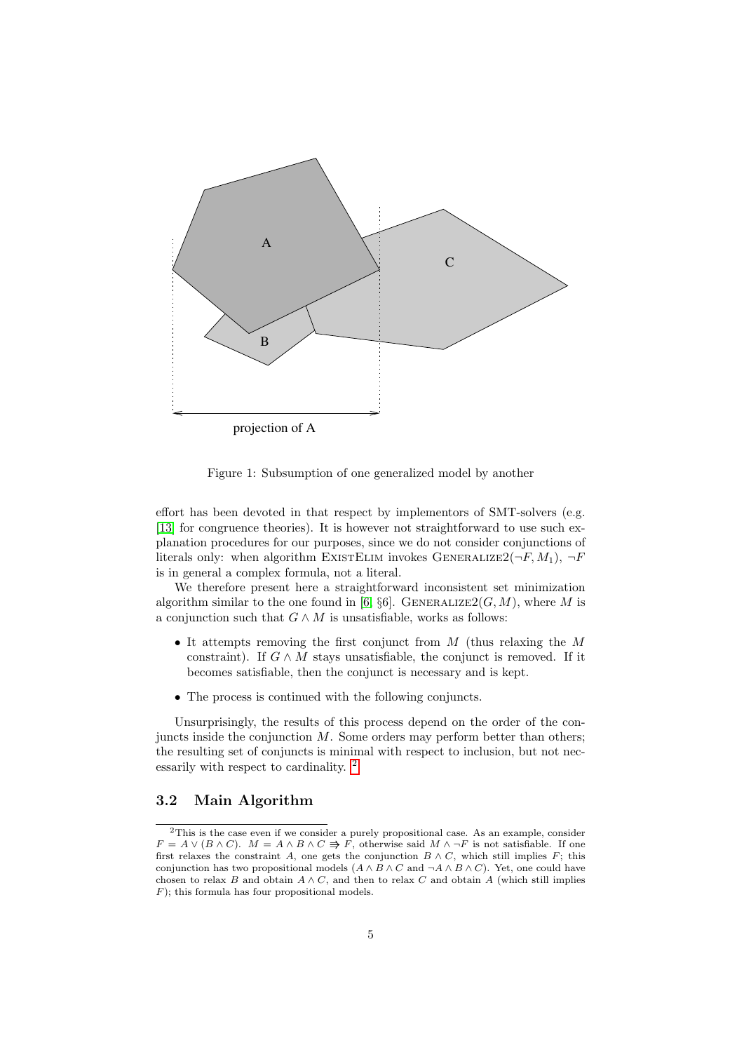Figure 1: Subsumption of one generalized model by another

effort has been devoted in that respect by implementors of SMT-solvers (e.g. [13] for congruence theories). It is however not straightforward to use such explanation procedures for our purposes, since we do not consider conjunctions of literals only: when algorithm ExistElim invokes Generalize2($\neg F, M_1$), $\neg F$ is in general a complex formula, not a literal.

We therefore present here a straightforward inconsistent set minimization algorithm similar to the one found in [6, §6]. Generalize2($G, M$), where $M$ is a conjunction such that $G \wedge M$ is unsatisfiable, works as follows:

- It attempts removing the first conjunct from $M$ (thus relaxing the $M$ constraint). If $G \wedge M$ stays unsatisfiable, the conjunct is removed. If it becomes satisfiable, then the conjunct is necessary and is kept.
- The process is continued with the following conjuncts.

Unsurprisingly, the results of this process depend on the order of the conjuncts inside the conjunction $M$. Some orders may perform better than others; the resulting set of conjuncts is minimal with respect to inclusion, but not necessarily with respect to cardinality. [2]

### 3.2 Main Algorithm

[2] This is the case even if we consider a purely propositional case. As an example, consider $F = A \vee (B \wedge C)$. $M = A \wedge B \wedge C \Rightarrow F$, otherwise said $M \wedge \neg F$ is not satisfiable. If one first relaxes the constraint $A$, one gets the conjunction $B \wedge C$, which still implies $F$; this conjunction has two propositional models ($A \wedge B \wedge C$ and $\neg A \wedge B \wedge C$). Yet, one could have chosen to relax $B$ and obtain $A \wedge C$, and then to relax $C$ and obtain $A$ (which still implies $F$); this formula has four propositional models.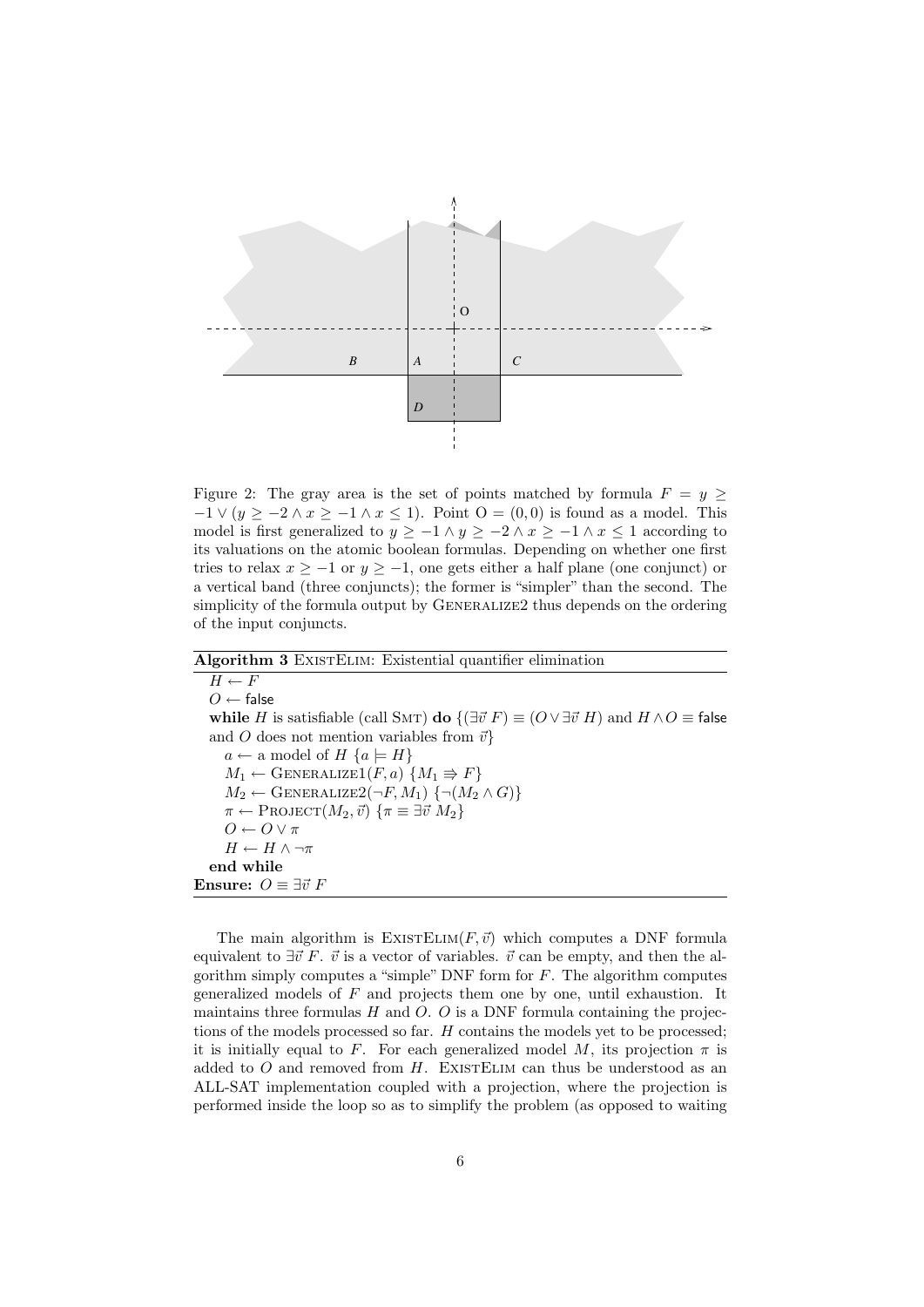Figure 2: The gray area is the set of points matched by formula $F = y \geq -1 \vee (y \geq -2 \wedge x \geq -1 \wedge x \leq 1)$. Point $O = (0, 0)$ is found as a model. This model is first generalized to $y \geq -1 \wedge y \geq -2 \wedge x \geq -1 \wedge x \leq 1$ according to its valuations on the atomic boolean formulas. Depending on whether one first tries to relax $x \geq -1$ or $y \geq -1$, one gets either a half plane (one conjunct) or a vertical band (three conjuncts); the former is "simpler" than the second. The simplicity of the formula output by GENERALIZE2 thus depends on the ordering of the input conjuncts.

**Algorithm 3** EXISTELIM: Existential quantifier elimination

```
H ← F
O ← false
while H is satisfiable (call SMT) do {(∃v F) ≡ (O ∨ ∃v H) and H ∧ O ≡ false
and O does not mention variables from v}
    a ← a model of H {a ⊨ H}
    M1 ← GENERALIZE1(F, a) {M1 ⇒ F}
    M2 ← GENERALIZE2(¬F, M1) {¬(M2 ∧ G)}
    π ← PROJECT(M2, v) {π ≡ ∃v M2}
    O ← O ∨ π
    H ← H ∧ ¬π
end while
Ensure: O ≡ ∃v F
```

The main algorithm is EXISTELIM$(F, \vec{v})$ which computes a DNF formula equivalent to $\exists \vec{v}\ F$. $\vec{v}$ is a vector of variables. $\vec{v}$ can be empty, and then the algorithm simply computes a "simple" DNF form for $F$. The algorithm computes generalized models of $F$ and projects them one by one, until exhaustion. It maintains three formulas $H$ and $O$. $O$ is a DNF formula containing the projections of the models processed so far. $H$ contains the models yet to be processed; it is initially equal to $F$. For each generalized model $M$, its projection $\pi$ is added to $O$ and removed from $H$. EXISTELIM can thus be understood as an ALL-SAT implementation coupled with a projection, where the projection is performed inside the loop so as to simplify the problem (as opposed to waiting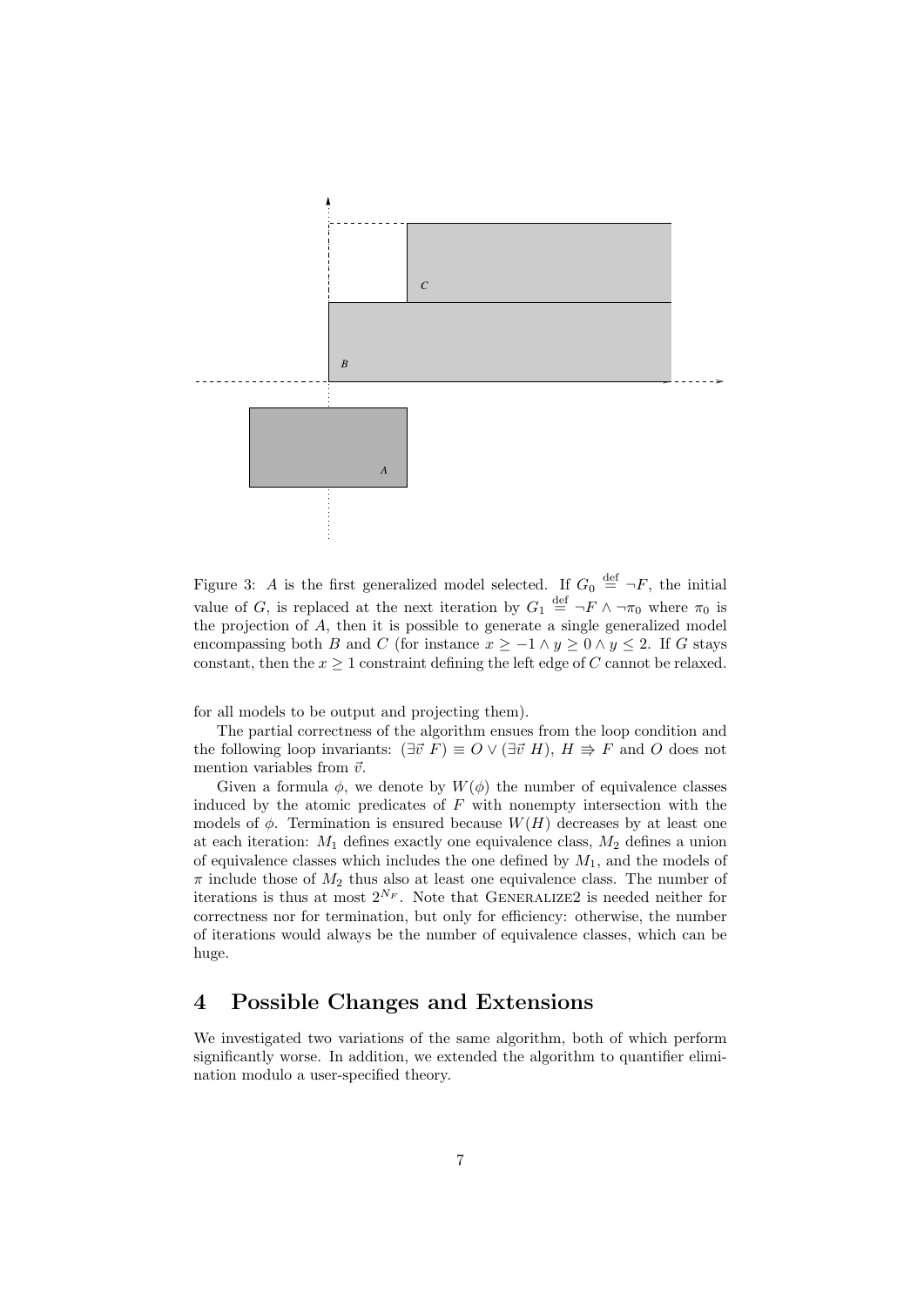Figure 3: $A$ is the first generalized model selected. If $G_0 \stackrel{\text{def}}{=} \neg F$, the initial value of $G$, is replaced at the next iteration by $G_1 \stackrel{\text{def}}{=} \neg F \wedge \neg \pi_0$ where $\pi_0$ is the projection of $A$, then it is possible to generate a single generalized model encompassing both $B$ and $C$ (for instance $x \geq -1 \wedge y \geq 0 \wedge y \leq 2$. If $G$ stays constant, then the $x \geq 1$ constraint defining the left edge of $C$ cannot be relaxed.

for all models to be output and projecting them).

The partial correctness of the algorithm ensues from the loop condition and the following loop invariants: $(\exists \vec{v}\ F) \equiv O \vee (\exists \vec{v}\ H)$, $H \Rightarrow F$ and $O$ does not mention variables from $\vec{v}$.

Given a formula $\phi$, we denote by $W(\phi)$ the number of equivalence classes induced by the atomic predicates of $F$ with nonempty intersection with the models of $\phi$. Termination is ensured because $W(H)$ decreases by at least one at each iteration: $M_1$ defines exactly one equivalence class, $M_2$ defines a union of equivalence classes which includes the one defined by $M_1$, and the models of $\pi$ include those of $M_2$ thus also at least one equivalence class. The number of iterations is thus at most $2^{N_F}$. Note that GENERALIZE2 is needed neither for correctness nor for termination, but only for efficiency: otherwise, the number of iterations would always be the number of equivalence classes, which can be huge.

## 4 Possible Changes and Extensions

We investigated two variations of the same algorithm, both of which perform significantly worse. In addition, we extended the algorithm to quantifier elimination modulo a user-specified theory.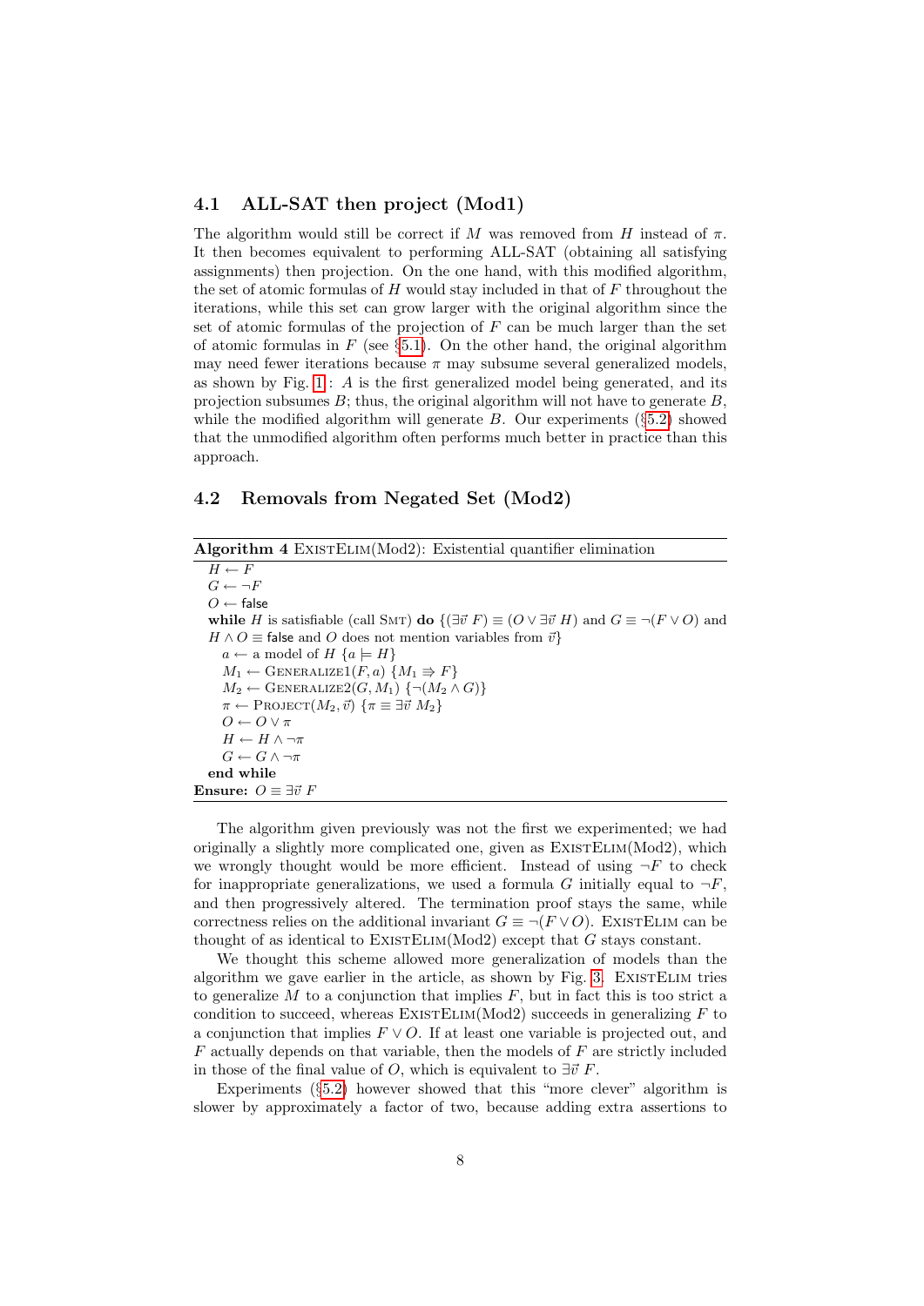### 4.1 ALL-SAT then project (Mod1)

The algorithm would still be correct if $M$ was removed from $H$ instead of $\pi$. It then becomes equivalent to performing ALL-SAT (obtaining all satisfying assignments) then projection. On the one hand, with this modified algorithm, the set of atomic formulas of $H$ would stay included in that of $F$ throughout the iterations, while this set can grow larger with the original algorithm since the set of atomic formulas of the projection of $F$ can be much larger than the set of atomic formulas in $F$ (see §5.1). On the other hand, the original algorithm may need fewer iterations because $\pi$ may subsume several generalized models, as shown by Fig. 1 : $A$ is the first generalized model being generated, and its projection subsumes $B$; thus, the original algorithm will not have to generate $B$, while the modified algorithm will generate $B$. Our experiments (§5.2) showed that the unmodified algorithm often performs much better in practice than this approach.

### 4.2 Removals from Negated Set (Mod2)

**Algorithm 4** ExistElim(Mod2): Existential quantifier elimination

```
H ← F
G ← ¬F
O ← false
while H is satisfiable (call SMT) do {(∃v⃗ F) ≡ (O ∨ ∃v⃗ H) and G ≡ ¬(F ∨ O) and
H ∧ O ≡ false and O does not mention variables from v⃗}
   a ← a model of H {a ⊨ H}
   M1 ← Generalize1(F, a) {M1 ⇛ F}
   M2 ← Generalize2(G, M1) {¬(M2 ∧ G)}
   π ← Project(M2, v⃗) {π ≡ ∃v⃗ M2}
   O ← O ∨ π
   H ← H ∧ ¬π
   G ← G ∧ ¬π
end while
Ensure: O ≡ ∃v⃗ F
```

The algorithm given previously was not the first we experimented; we had originally a slightly more complicated one, given as ExistElim(Mod2), which we wrongly thought would be more efficient. Instead of using $\neg F$ to check for inappropriate generalizations, we used a formula $G$ initially equal to $\neg F$, and then progressively altered. The termination proof stays the same, while correctness relies on the additional invariant $G \equiv \neg(F \vee O)$. ExistElim can be thought of as identical to ExistElim(Mod2) except that $G$ stays constant.

We thought this scheme allowed more generalization of models than the algorithm we gave earlier in the article, as shown by Fig. 3. ExistElim tries to generalize $M$ to a conjunction that implies $F$, but in fact this is too strict a condition to succeed, whereas ExistElim(Mod2) succeeds in generalizing $F$ to a conjunction that implies $F \vee O$. If at least one variable is projected out, and $F$ actually depends on that variable, then the models of $F$ are strictly included in those of the final value of $O$, which is equivalent to $\exists \vec{v}\ F$.

Experiments (§5.2) however showed that this "more clever" algorithm is slower by approximately a factor of two, because adding extra assertions to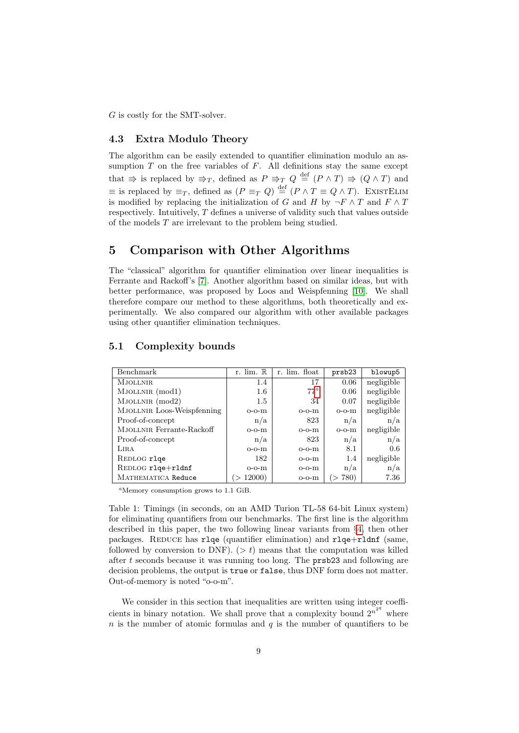$G$ is costly for the SMT-solver.

### 4.3 Extra Modulo Theory

The algorithm can be easily extended to quantifier elimination modulo an assumption $T$ on the free variables of $F$. All definitions stay the same except that $\Rightarrow$ is replaced by $\Rightarrow_T$, defined as $P \Rightarrow_T Q \stackrel{\text{def}}{=} (P \wedge T) \Rightarrow (Q \wedge T)$ and $\equiv$ is replaced by $\equiv_T$, defined as $(P \equiv_T Q) \stackrel{\text{def}}{=} (P \wedge T \equiv Q \wedge T)$. ExistElim is modified by replacing the initialization of $G$ and $H$ by $\neg F \wedge T$ and $F \wedge T$ respectively. Intuitively, $T$ defines a universe of validity such that values outside of the models $T$ are irrelevant to the problem being studied.

## 5 Comparison with Other Algorithms

The "classical" algorithm for quantifier elimination over linear inequalities is Ferrante and Rackoff's [7]. Another algorithm based on similar ideas, but with better performance, was proposed by Loos and Weispfenning [10]. We shall therefore compare our method to these algorithms, both theoretically and experimentally. We also compared our algorithm with other available packages using other quantifier elimination techniques.

### 5.1 Complexity bounds

| Benchmark | r. lim. $\mathbb{R}$ | r. lim. float | `prsb23` | `blowup5` |
|---|---|---|---|---|
| Mjollnir | 1.4 | 17 | 0.06 | negligible |
| Mjollnir (mod1) | 1.6 | 77[a] | 0.06 | negligible |
| Mjollnir (mod2) | 1.5 | 34 | 0.07 | negligible |
| Mjollnir Loos-Weispfenning | o-o-m | o-o-m | o-o-m | negligible |
| Proof-of-concept | n/a | 823 | n/a | n/a |
| Mjollnir Ferrante-Rackoff | o-o-m | o-o-m | o-o-m | negligible |
| Proof-of-concept | n/a | 823 | n/a | n/a |
| Lira | o-o-m | o-o-m | 8.1 | 0.6 |
| Redlog `rlqe` | 182 | o-o-m | 1.4 | negligible |
| Redlog `rlqe`+`rldnf` | o-o-m | o-o-m | n/a | n/a |
| Mathematica `Reduce` | (> 12000) | o-o-m | (> 780) | 7.36 |

[a]Memory consumption grows to 1.1 GiB.

Table 1: Timings (in seconds, on an AMD Turion TL-58 64-bit Linux system) for eliminating quantifiers from our benchmarks. The first line is the algorithm described in this paper, the two following linear variants from §4, then other packages. Reduce has `rlqe` (quantifier elimination) and `rlqe`+`rldnf` (same, followed by conversion to DNF). ($> t$) means that the computation was killed after $t$ seconds because it was running too long. The `prsb23` and following are decision problems, the output is `true` or `false`, thus DNF form does not matter. Out-of-memory is noted "o-o-m".

We consider in this section that inequalities are written using integer coefficients in binary notation. We shall prove that a complexity bound $2^{n^{2^q}}$ where $n$ is the number of atomic formulas and $q$ is the number of quantifiers to be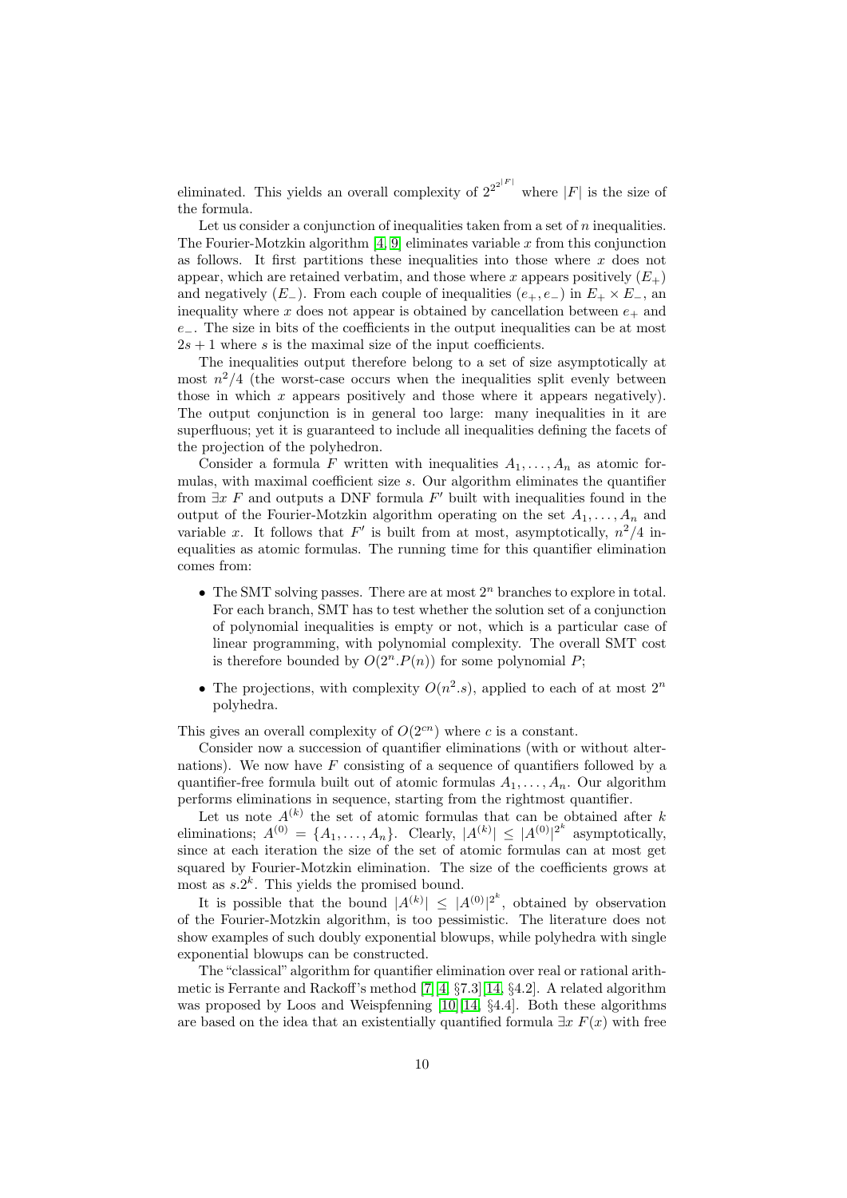eliminated. This yields an overall complexity of $2^{2^{2^{|F|}}}$ where $|F|$ is the size of the formula.

Let us consider a conjunction of inequalities taken from a set of $n$ inequalities. The Fourier-Motzkin algorithm [4, 9] eliminates variable $x$ from this conjunction as follows. It first partitions these inequalities into those where $x$ does not appear, which are retained verbatim, and those where $x$ appears positively ($E_+$) and negatively ($E_-$). From each couple of inequalities $(e_+, e_-)$ in $E_+ \times E_-$, an inequality where $x$ does not appear is obtained by cancellation between $e_+$ and $e_-$. The size in bits of the coefficients in the output inequalities can be at most $2s + 1$ where $s$ is the maximal size of the input coefficients.

The inequalities output therefore belong to a set of size asymptotically at most $n^2/4$ (the worst-case occurs when the inequalities split evenly between those in which $x$ appears positively and those where it appears negatively). The output conjunction is in general too large: many inequalities in it are superfluous; yet it is guaranteed to include all inequalities defining the facets of the projection of the polyhedron.

Consider a formula $F$ written with inequalities $A_1, \ldots, A_n$ as atomic formulas, with maximal coefficient size $s$. Our algorithm eliminates the quantifier from $\exists x\ F$ and outputs a DNF formula $F'$ built with inequalities found in the output of the Fourier-Motzkin algorithm operating on the set $A_1, \ldots, A_n$ and variable $x$. It follows that $F'$ is built from at most, asymptotically, $n^2/4$ inequalities as atomic formulas. The running time for this quantifier elimination comes from:

- The SMT solving passes. There are at most $2^n$ branches to explore in total. For each branch, SMT has to test whether the solution set of a conjunction of polynomial inequalities is empty or not, which is a particular case of linear programming, with polynomial complexity. The overall SMT cost is therefore bounded by $O(2^n.P(n))$ for some polynomial $P$;
- The projections, with complexity $O(n^2.s)$, applied to each of at most $2^n$ polyhedra.

This gives an overall complexity of $O(2^{cn})$ where $c$ is a constant.

Consider now a succession of quantifier eliminations (with or without alternations). We now have $F$ consisting of a sequence of quantifiers followed by a quantifier-free formula built out of atomic formulas $A_1, \ldots, A_n$. Our algorithm performs eliminations in sequence, starting from the rightmost quantifier.

Let us note $A^{(k)}$ the set of atomic formulas that can be obtained after $k$ eliminations; $A^{(0)} = \{A_1, \ldots, A_n\}$. Clearly, $|A^{(k)}| \leq |A^{(0)}|^{2^k}$ asymptotically, since at each iteration the size of the set of atomic formulas can at most get squared by Fourier-Motzkin elimination. The size of the coefficients grows at most as $s.2^k$. This yields the promised bound.

It is possible that the bound $|A^{(k)}| \leq |A^{(0)}|^{2^k}$, obtained by observation of the Fourier-Motzkin algorithm, is too pessimistic. The literature does not show examples of such doubly exponential blowups, while polyhedra with single exponential blowups can be constructed.

The "classical" algorithm for quantifier elimination over real or rational arithmetic is Ferrante and Rackoff's method [7][4, §7.3][14, §4.2]. A related algorithm was proposed by Loos and Weispfenning [10][14, §4.4]. Both these algorithms are based on the idea that an existentially quantified formula $\exists x\ F(x)$ with free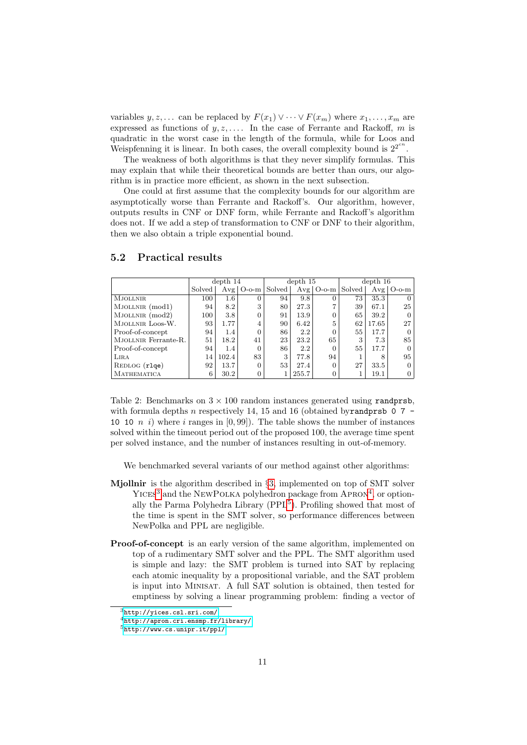variables $y, z, \ldots$ can be replaced by $F(x_1) \vee \cdots \vee F(x_m)$ where $x_1, \ldots, x_m$ are expressed as functions of $y, z, \ldots$. In the case of Ferrante and Rackoff, $m$ is quadratic in the worst case in the length of the formula, while for Loos and Weispfenning it is linear. In both cases, the overall complexity bound is $2^{2^{cn}}$.

The weakness of both algorithms is that they never simplify formulas. This may explain that while their theoretical bounds are better than ours, our algorithm is in practice more efficient, as shown in the next subsection.

One could at first assume that the complexity bounds for our algorithm are asymptotically worse than Ferrante and Rackoff's. Our algorithm, however, outputs results in CNF or DNF form, while Ferrante and Rackoff's algorithm does not. If we add a step of transformation to CNF or DNF to their algorithm, then we also obtain a triple exponential bound.

## 5.2 Practical results

| | depth 14 | | | depth 15 | | | depth 16 | | |
|---|---|---|---|---|---|---|---|---|---|
| | Solved | Avg | O-o-m | Solved | Avg | O-o-m | Solved | Avg | O-o-m |
| Mjollnir | 100 | 1.6 | 0 | 94 | 9.8 | 0 | 73 | 35.3 | 0 |
| Mjollnir (mod1) | 94 | 8.2 | 3 | 80 | 27.3 | 7 | 39 | 67.1 | 25 |
| Mjollnir (mod2) | 100 | 3.8 | 0 | 91 | 13.9 | 0 | 65 | 39.2 | 0 |
| Mjollnir Loos-W. | 93 | 1.77 | 4 | 90 | 6.42 | 5 | 62 | 17.65 | 27 |
| Proof-of-concept | 94 | 1.4 | 0 | 86 | 2.2 | 0 | 55 | 17.7 | 0 |
| Mjollnir Ferrante-R. | 51 | 18.2 | 41 | 23 | 23.2 | 65 | 3 | 7.3 | 85 |
| Proof-of-concept | 94 | 1.4 | 0 | 86 | 2.2 | 0 | 55 | 17.7 | 0 |
| Lira | 14 | 102.4 | 83 | 3 | 77.8 | 94 | 1 | 8 | 95 |
| Redlog (`rlqe`) | 92 | 13.7 | 0 | 53 | 27.4 | 0 | 27 | 33.5 | 0 |
| Mathematica | 6 | 30.2 | 0 | 1 | 255.7 | 0 | 1 | 19.1 | 0 |

Table 2: Benchmarks on $3 \times 100$ random instances generated using `randprsb`, with formula depths $n$ respectively 14, 15 and 16 (obtained by`randprsb 0 7 -10 10` $n$ $i$) where $i$ ranges in $[0, 99]$). The table shows the number of instances solved within the timeout period out of the proposed 100, the average time spent per solved instance, and the number of instances resulting in out-of-memory.

We benchmarked several variants of our method against other algorithms:

**Mjollnir** is the algorithm described in §3, implemented on top of SMT solver Yices[3] and the NewPolka polyhedron package from Apron[4], or optionally the Parma Polyhedra Library (PPL[5]). Profiling showed that most of the time is spent in the SMT solver, so performance differences between NewPolka and PPL are negligible.

**Proof-of-concept** is an early version of the same algorithm, implemented on top of a rudimentary SMT solver and the PPL. The SMT algorithm used is simple and lazy: the SMT problem is turned into SAT by replacing each atomic inequality by a propositional variable, and the SAT problem is input into Minisat. A full SAT solution is obtained, then tested for emptiness by solving a linear programming problem: finding a vector of

[3] http://yices.csl.sri.com/

[4] http://apron.cri.ensmp.fr/library/

[5] http://www.cs.unipr.it/ppl/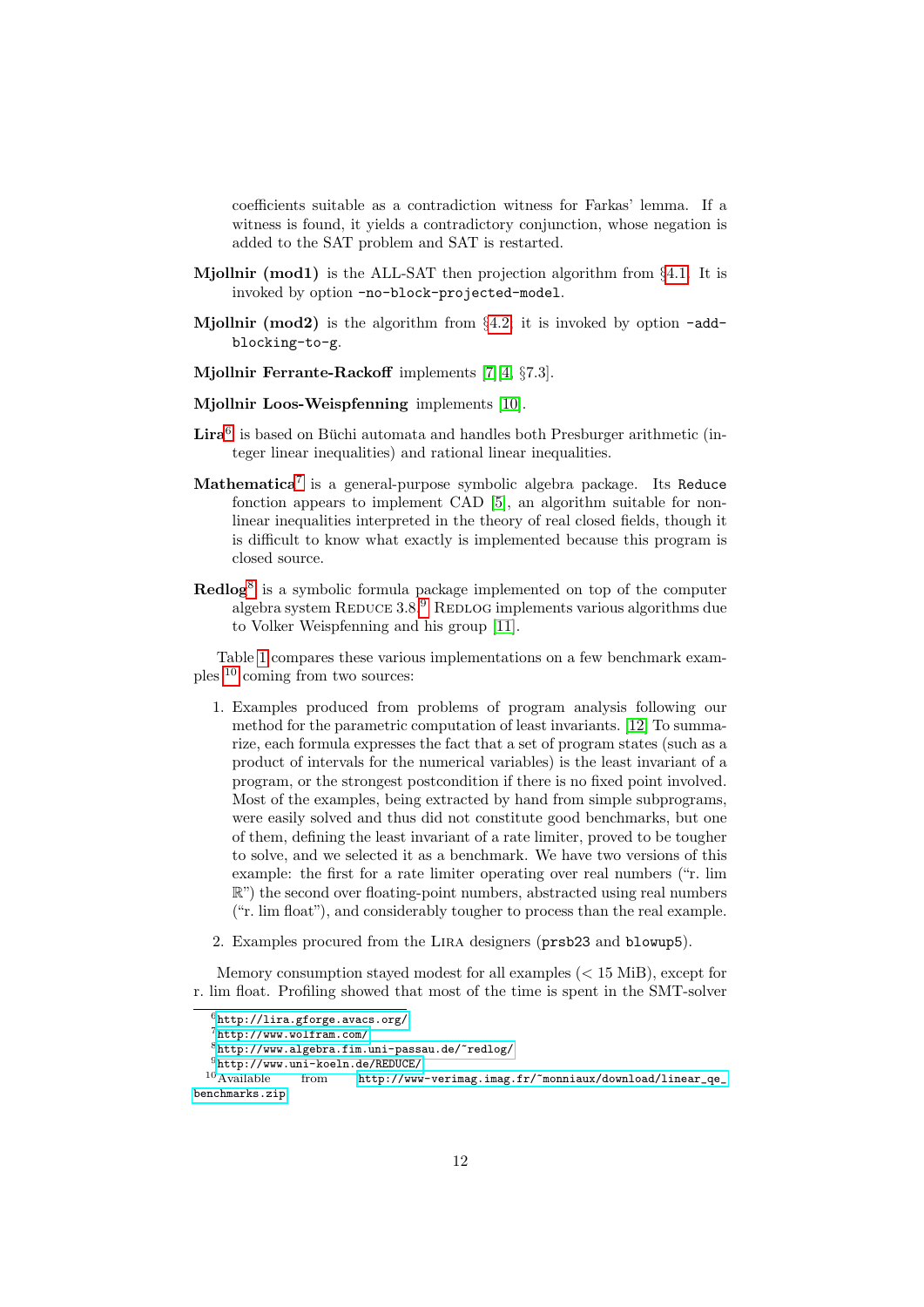coefficients suitable as a contradiction witness for Farkas' lemma. If a witness is found, it yields a contradictory conjunction, whose negation is added to the SAT problem and SAT is restarted.

**Mjollnir (mod1)** is the ALL-SAT then projection algorithm from §4.1. It is invoked by option `-no-block-projected-model`.

**Mjollnir (mod2)** is the algorithm from §4.2; it is invoked by option `-add-blocking-to-g`.

**Mjollnir Ferrante-Rackoff** implements [7][4, §7.3].

**Mjollnir Loos-Weispfenning** implements [10].

**Lira**[6] is based on Büchi automata and handles both Presburger arithmetic (integer linear inequalities) and rational linear inequalities.

**Mathematica**[7] is a general-purpose symbolic algebra package. Its `Reduce` fonction appears to implement CAD [5], an algorithm suitable for non-linear inequalities interpreted in the theory of real closed fields, though it is difficult to know what exactly is implemented because this program is closed source.

**Redlog**[8] is a symbolic formula package implemented on top of the computer algebra system Reduce 3.8.[9] Redlog implements various algorithms due to Volker Weispfenning and his group [11].

Table 1 compares these various implementations on a few benchmark examples [10] coming from two sources:

1. Examples produced from problems of program analysis following our method for the parametric computation of least invariants. [12] To summarize, each formula expresses the fact that a set of program states (such as a product of intervals for the numerical variables) is the least invariant of a program, or the strongest postcondition if there is no fixed point involved. Most of the examples, being extracted by hand from simple subprograms, were easily solved and thus did not constitute good benchmarks, but one of them, defining the least invariant of a rate limiter, proved to be tougher to solve, and we selected it as a benchmark. We have two versions of this example: the first for a rate limiter operating over real numbers ("r. lim $\mathbb{R}$") the second over floating-point numbers, abstracted using real numbers ("r. lim float"), and considerably tougher to process than the real example.
2. Examples procured from the Lira designers (`prsb23` and `blowup5`).

Memory consumption stayed modest for all examples (< 15 MiB), except for r. lim float. Profiling showed that most of the time is spent in the SMT-solver

[6] http://lira.gforge.avacs.org/

[7] http://www.wolfram.com/

[8] http://www.algebra.fim.uni-passau.de/~redlog/

[9] http://www.uni-koeln.de/REDUCE/

[10] Available from http://www-verimag.imag.fr/~monniaux/download/linear_qe_benchmarks.zip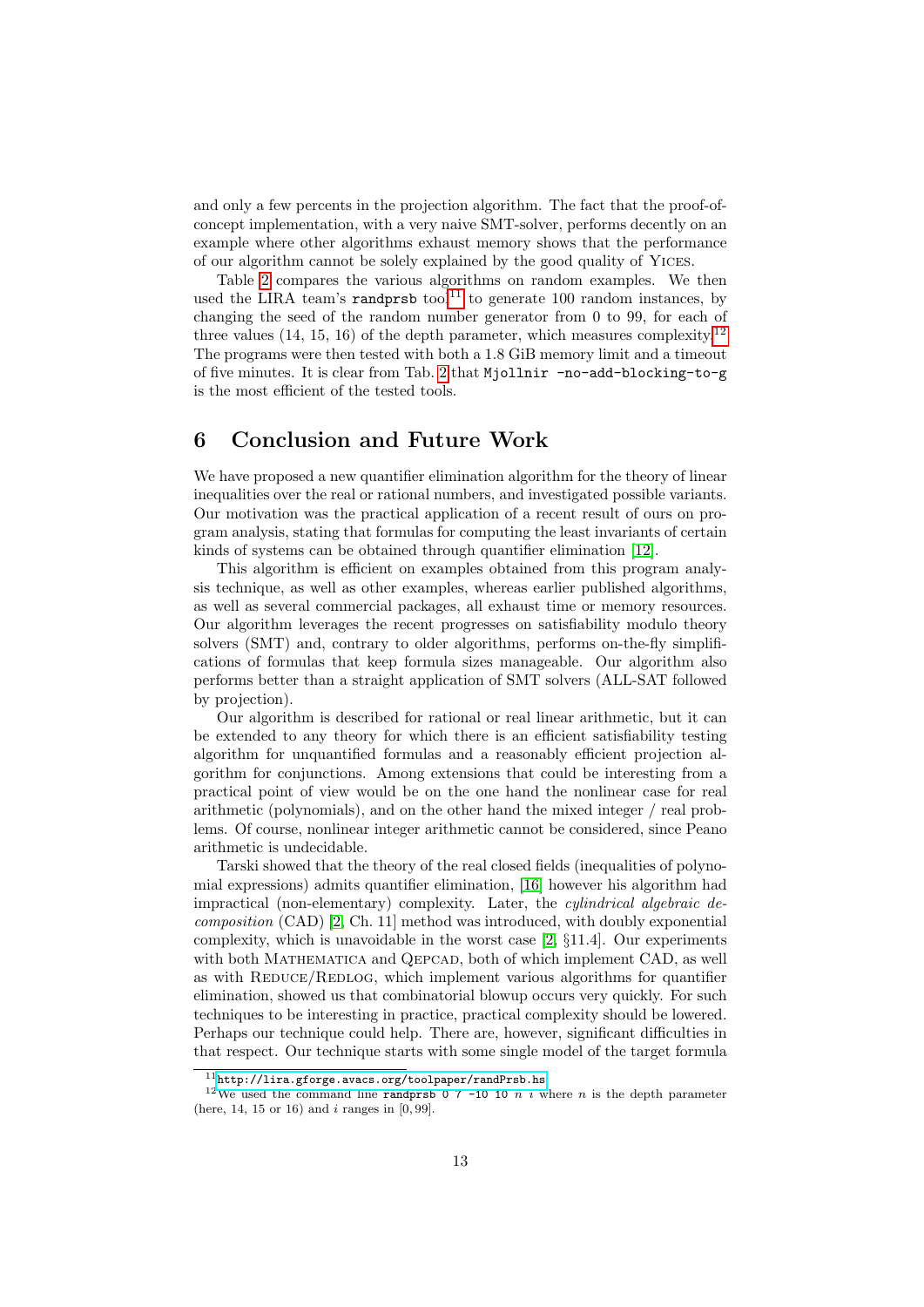and only a few percents in the projection algorithm. The fact that the proof-of-concept implementation, with a very naive SMT-solver, performs decently on an example where other algorithms exhaust memory shows that the performance of our algorithm cannot be solely explained by the good quality of Yices.

Table 2 compares the various algorithms on random examples. We then used the LIRA team's `randprsb` tool[11] to generate 100 random instances, by changing the seed of the random number generator from 0 to 99, for each of three values (14, 15, 16) of the depth parameter, which measures complexity.[12] The programs were then tested with both a 1.8 GiB memory limit and a timeout of five minutes. It is clear from Tab. 2 that `Mjollnir -no-add-blocking-to-g` is the most efficient of the tested tools.

## 6 Conclusion and Future Work

We have proposed a new quantifier elimination algorithm for the theory of linear inequalities over the real or rational numbers, and investigated possible variants. Our motivation was the practical application of a recent result of ours on program analysis, stating that formulas for computing the least invariants of certain kinds of systems can be obtained through quantifier elimination [12].

This algorithm is efficient on examples obtained from this program analysis technique, as well as other examples, whereas earlier published algorithms, as well as several commercial packages, all exhaust time or memory resources. Our algorithm leverages the recent progresses on satisfiability modulo theory solvers (SMT) and, contrary to older algorithms, performs on-the-fly simplifications of formulas that keep formula sizes manageable. Our algorithm also performs better than a straight application of SMT solvers (ALL-SAT followed by projection).

Our algorithm is described for rational or real linear arithmetic, but it can be extended to any theory for which there is an efficient satisfiability testing algorithm for unquantified formulas and a reasonably efficient projection algorithm for conjunctions. Among extensions that could be interesting from a practical point of view would be on the one hand the nonlinear case for real arithmetic (polynomials), and on the other hand the mixed integer / real problems. Of course, nonlinear integer arithmetic cannot be considered, since Peano arithmetic is undecidable.

Tarski showed that the theory of the real closed fields (inequalities of polynomial expressions) admits quantifier elimination, [16] however his algorithm had impractical (non-elementary) complexity. Later, the *cylindrical algebraic decomposition* (CAD) [2, Ch. 11] method was introduced, with doubly exponential complexity, which is unavoidable in the worst case [2, §11.4]. Our experiments with both Mathematica and Qepcad, both of which implement CAD, as well as with Reduce/Redlog, which implement various algorithms for quantifier elimination, showed us that combinatorial blowup occurs very quickly. For such techniques to be interesting in practice, practical complexity should be lowered. Perhaps our technique could help. There are, however, significant difficulties in that respect. Our technique starts with some single model of the target formula

[11] http://lira.gforge.avacs.org/toolpaper/randPrsb.hs

[12] We used the command line `randprsb 0 7 -10 10` $n$ $i$ where $n$ is the depth parameter (here, 14, 15 or 16) and $i$ ranges in $[0, 99]$.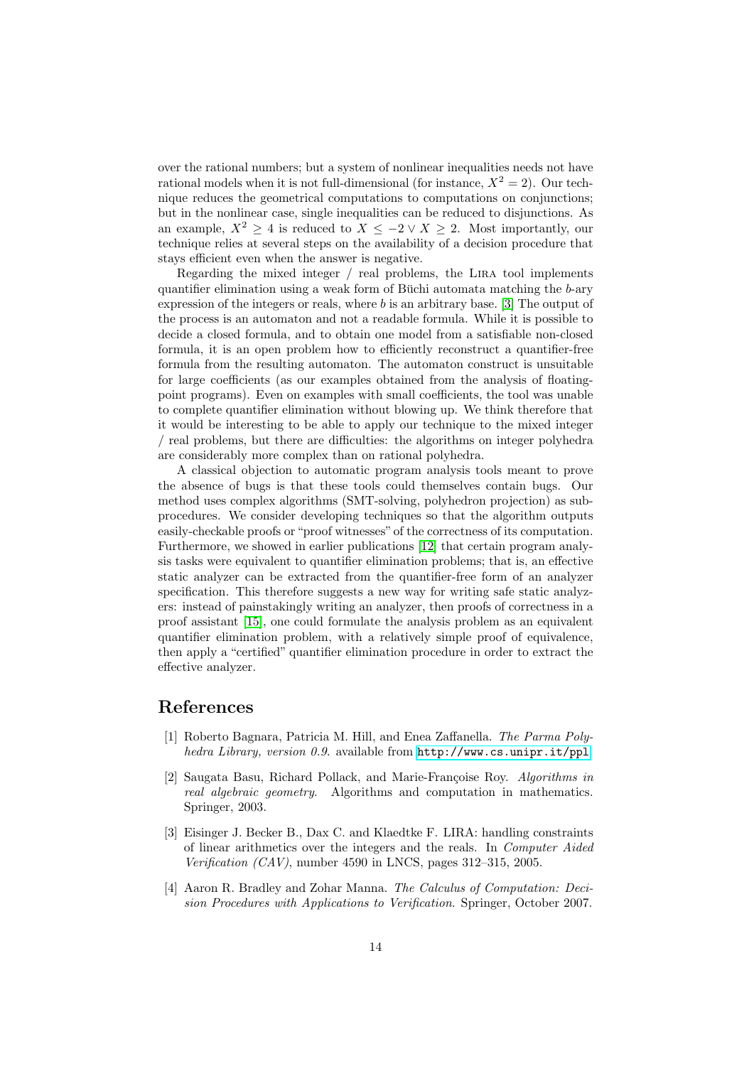over the rational numbers; but a system of nonlinear inequalities needs not have rational models when it is not full-dimensional (for instance, $X^2 = 2$). Our technique reduces the geometrical computations to computations on conjunctions; but in the nonlinear case, single inequalities can be reduced to disjunctions. As an example, $X^2 \geq 4$ is reduced to $X \leq -2 \vee X \geq 2$. Most importantly, our technique relies at several steps on the availability of a decision procedure that stays efficient even when the answer is negative.

Regarding the mixed integer / real problems, the LIRA tool implements quantifier elimination using a weak form of Büchi automata matching the $b$-ary expression of the integers or reals, where $b$ is an arbitrary base. [3] The output of the process is an automaton and not a readable formula. While it is possible to decide a closed formula, and to obtain one model from a satisfiable non-closed formula, it is an open problem how to efficiently reconstruct a quantifier-free formula from the resulting automaton. The automaton construct is unsuitable for large coefficients (as our examples obtained from the analysis of floating-point programs). Even on examples with small coefficients, the tool was unable to complete quantifier elimination without blowing up. We think therefore that it would be interesting to be able to apply our technique to the mixed integer / real problems, but there are difficulties: the algorithms on integer polyhedra are considerably more complex than on rational polyhedra.

A classical objection to automatic program analysis tools meant to prove the absence of bugs is that these tools could themselves contain bugs. Our method uses complex algorithms (SMT-solving, polyhedron projection) as subprocedures. We consider developing techniques so that the algorithm outputs easily-checkable proofs or "proof witnesses" of the correctness of its computation. Furthermore, we showed in earlier publications [12] that certain program analysis tasks were equivalent to quantifier elimination problems; that is, an effective static analyzer can be extracted from the quantifier-free form of an analyzer specification. This therefore suggests a new way for writing safe static analyzers: instead of painstakingly writing an analyzer, then proofs of correctness in a proof assistant [15], one could formulate the analysis problem as an equivalent quantifier elimination problem, with a relatively simple proof of equivalence, then apply a "certified" quantifier elimination procedure in order to extract the effective analyzer.

## References

[1] Roberto Bagnara, Patricia M. Hill, and Enea Zaffanella. *The Parma Polyhedra Library, version 0.9*. available from `http://www.cs.unipr.it/ppl`.

[2] Saugata Basu, Richard Pollack, and Marie-Françoise Roy. *Algorithms in real algebraic geometry*. Algorithms and computation in mathematics. Springer, 2003.

[3] Eisinger J. Becker B., Dax C. and Klaedtke F. LIRA: handling constraints of linear arithmetics over the integers and the reals. In *Computer Aided Verification (CAV)*, number 4590 in LNCS, pages 312–315, 2005.

[4] Aaron R. Bradley and Zohar Manna. *The Calculus of Computation: Decision Procedures with Applications to Verification*. Springer, October 2007.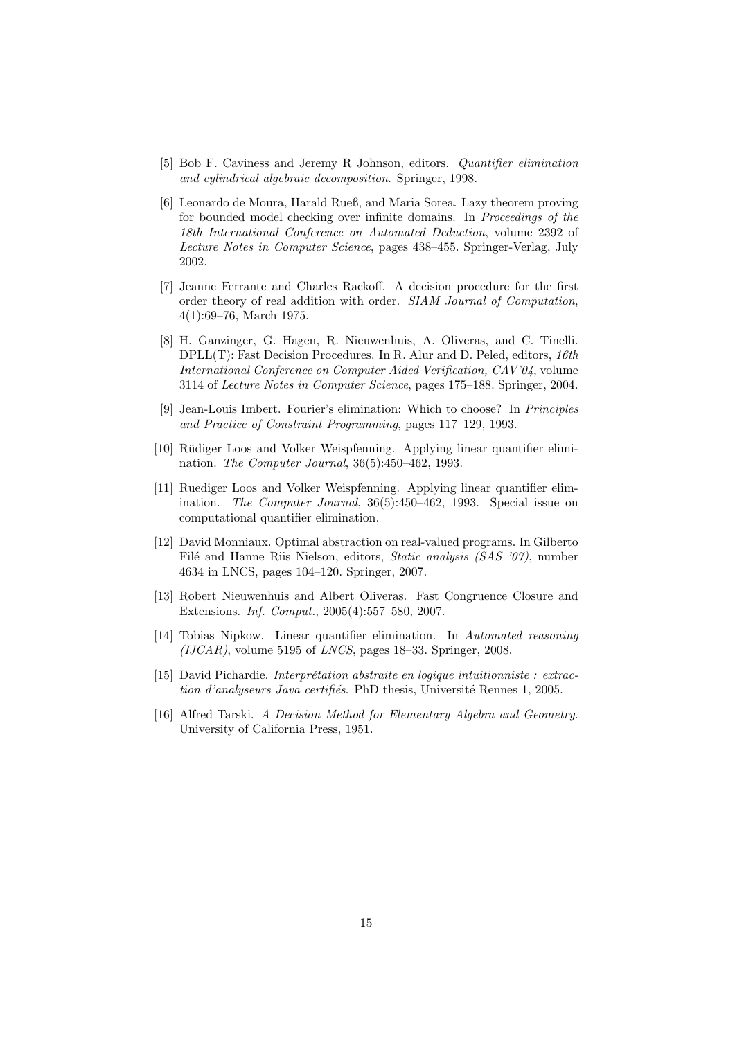[5] Bob F. Caviness and Jeremy R Johnson, editors. *Quantifier elimination and cylindrical algebraic decomposition*. Springer, 1998.

[6] Leonardo de Moura, Harald Rueß, and Maria Sorea. Lazy theorem proving for bounded model checking over infinite domains. In *Proceedings of the 18th International Conference on Automated Deduction*, volume 2392 of *Lecture Notes in Computer Science*, pages 438–455. Springer-Verlag, July 2002.

[7] Jeanne Ferrante and Charles Rackoff. A decision procedure for the first order theory of real addition with order. *SIAM Journal of Computation*, 4(1):69–76, March 1975.

[8] H. Ganzinger, G. Hagen, R. Nieuwenhuis, A. Oliveras, and C. Tinelli. DPLL(T): Fast Decision Procedures. In R. Alur and D. Peled, editors, *16th International Conference on Computer Aided Verification, CAV'04*, volume 3114 of *Lecture Notes in Computer Science*, pages 175–188. Springer, 2004.

[9] Jean-Louis Imbert. Fourier's elimination: Which to choose? In *Principles and Practice of Constraint Programming*, pages 117–129, 1993.

[10] Rüdiger Loos and Volker Weispfenning. Applying linear quantifier elimination. *The Computer Journal*, 36(5):450–462, 1993.

[11] Ruediger Loos and Volker Weispfenning. Applying linear quantifier elimination. *The Computer Journal*, 36(5):450–462, 1993. Special issue on computational quantifier elimination.

[12] David Monniaux. Optimal abstraction on real-valued programs. In Gilberto Filé and Hanne Riis Nielson, editors, *Static analysis (SAS '07)*, number 4634 in LNCS, pages 104–120. Springer, 2007.

[13] Robert Nieuwenhuis and Albert Oliveras. Fast Congruence Closure and Extensions. *Inf. Comput.*, 2005(4):557–580, 2007.

[14] Tobias Nipkow. Linear quantifier elimination. In *Automated reasoning (IJCAR)*, volume 5195 of *LNCS*, pages 18–33. Springer, 2008.

[15] David Pichardie. *Interprétation abstraite en logique intuitionniste : extraction d'analyseurs Java certifiés*. PhD thesis, Université Rennes 1, 2005.

[16] Alfred Tarski. *A Decision Method for Elementary Algebra and Geometry*. University of California Press, 1951.